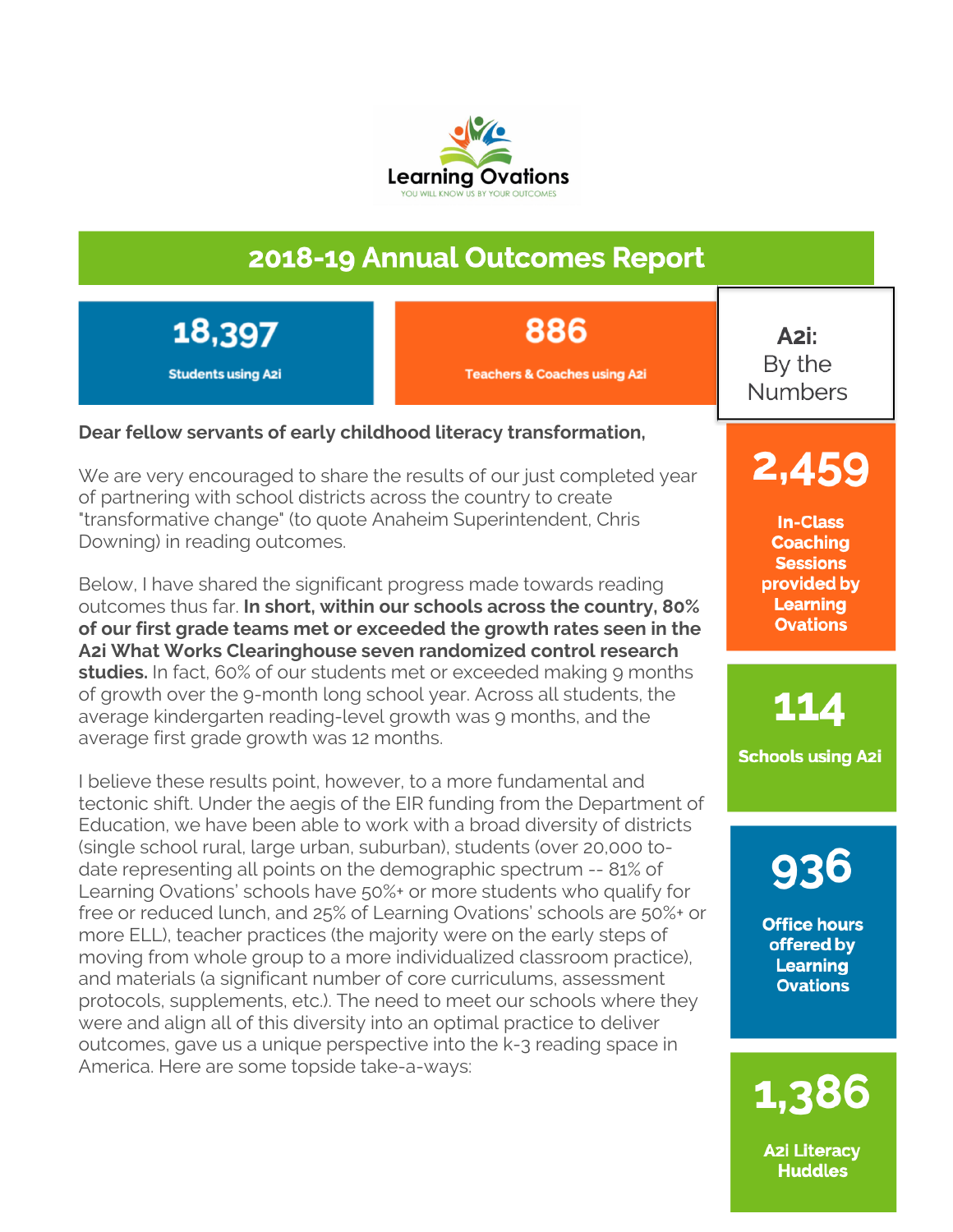Learning Ovations

YOU WILL KNOW US BY YOUR OUTCOMES

# 2018-19 Annual Outcomes Report

**18,397**
Students using A2i

**886**
Teachers & Coaches using A2i

**Dear fellow servants of early childhood literacy transformation,**

We are very encouraged to share the results of our just completed year of partnering with school districts across the country to create "transformative change" (to quote Anaheim Superintendent, Chris Downing) in reading outcomes.

Below, I have shared the significant progress made towards reading outcomes thus far. **In short, within our schools across the country, 80% of our first grade teams met or exceeded the growth rates seen in the A2i What Works Clearinghouse seven randomized control research studies.** In fact, 60% of our students met or exceeded making 9 months of growth over the 9-month long school year. Across all students, the average kindergarten reading-level growth was 9 months, and the average first grade growth was 12 months.

I believe these results point, however, to a more fundamental and tectonic shift. Under the aegis of the EIR funding from the Department of Education, we have been able to work with a broad diversity of districts (single school rural, large urban, suburban), students (over 20,000 to-date representing all points on the demographic spectrum -- 81% of Learning Ovations' schools have 50%+ or more students who qualify for free or reduced lunch, and 25% of Learning Ovations' schools are 50%+ or more ELL), teacher practices (the majority were on the early steps of moving from whole group to a more individualized classroom practice), and materials (a significant number of core curriculums, assessment protocols, supplements, etc.). The need to meet our schools where they were and align all of this diversity into an optimal practice to deliver outcomes, gave us a unique perspective into the k-3 reading space in America. Here are some topside take-a-ways:

## A2i: By the Numbers

**2,459**
In-Class Coaching Sessions provided by Learning Ovations

**114**
Schools using A2i

**936**
Office hours offered by Learning Ovations

**1,386**
A2i Literacy Huddles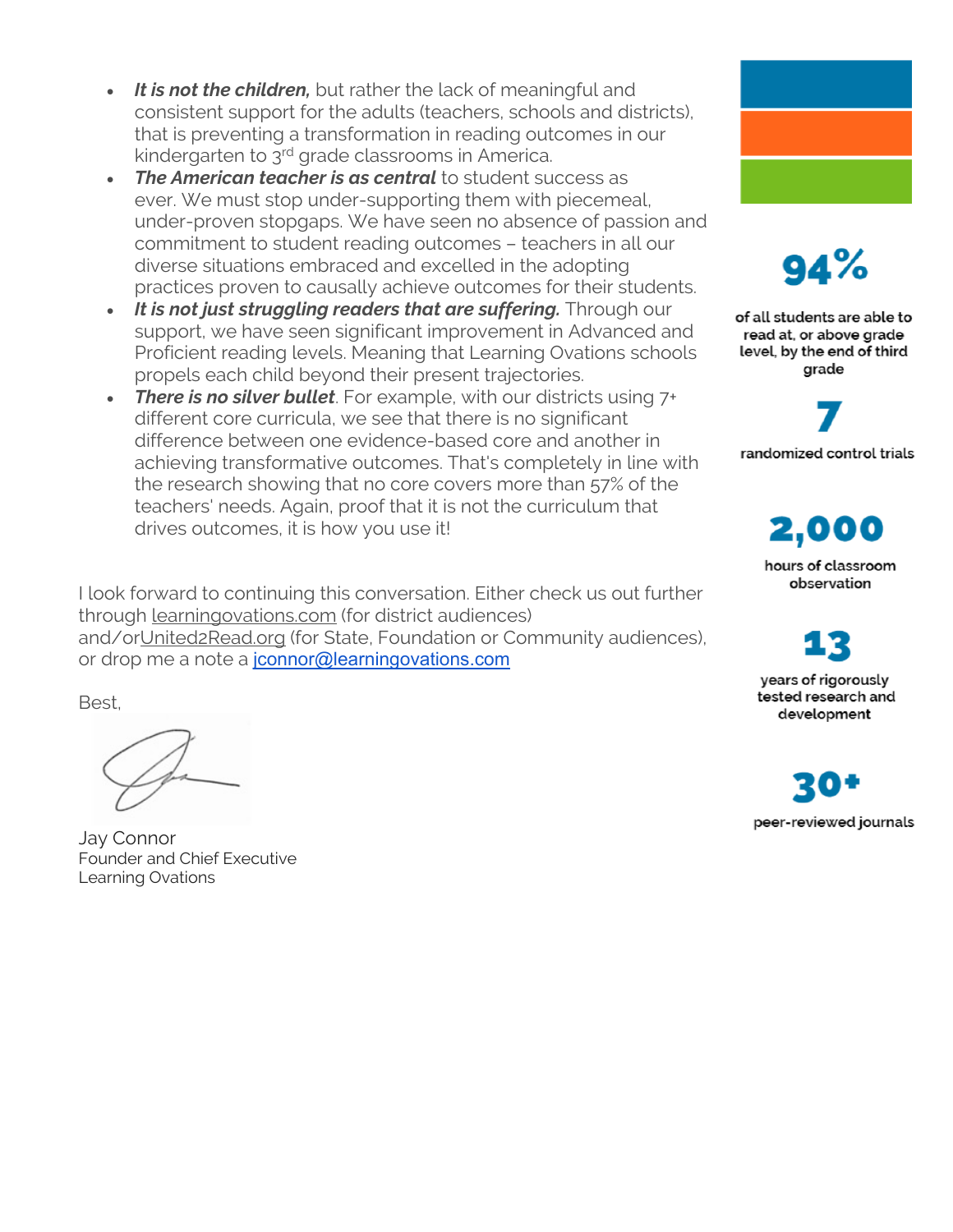- ***It is not the children,*** but rather the lack of meaningful and consistent support for the adults (teachers, schools and districts), that is preventing a transformation in reading outcomes in our kindergarten to 3rd grade classrooms in America.
- ***The American teacher is as central*** to student success as ever. We must stop under-supporting them with piecemeal, under-proven stopgaps. We have seen no absence of passion and commitment to student reading outcomes – teachers in all our diverse situations embraced and excelled in the adopting practices proven to causally achieve outcomes for their students.
- ***It is not just struggling readers that are suffering.*** Through our support, we have seen significant improvement in Advanced and Proficient reading levels. Meaning that Learning Ovations schools propels each child beyond their present trajectories.
- ***There is no silver bullet***. For example, with our districts using 7+ different core curricula, we see that there is no significant difference between one evidence-based core and another in achieving transformative outcomes. That's completely in line with the research showing that no core covers more than 57% of the teachers' needs. Again, proof that it is not the curriculum that drives outcomes, it is how you use it!

I look forward to continuing this conversation. Either check us out further through learningovations.com (for district audiences) and/orUnited2Read.org (for State, Foundation or Community audiences), or drop me a note a jconnor@learningovations.com

Best,

Jay Connor
Founder and Chief Executive
Learning Ovations

**94%**
of all students are able to read at, or above grade level, by the end of third grade

**7**
randomized control trials

**2,000**
hours of classroom observation

**13**
years of rigorously tested research and development

**30+**
peer-reviewed journals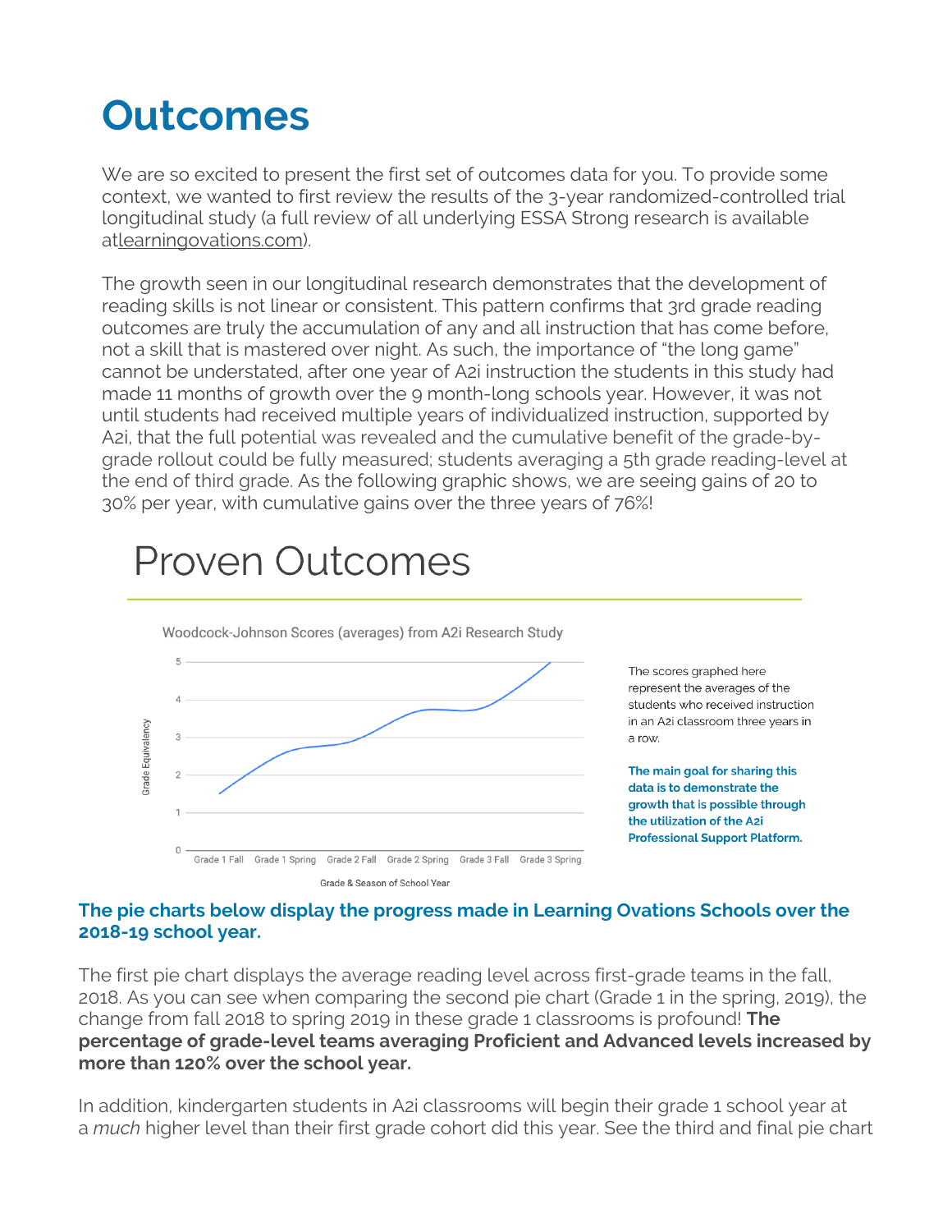// Outcomes

We are so excited to present the first set of outcomes data for you. To provide some context, we wanted to first review the results of the 3-year randomized-controlled trial longitudinal study (a full review of all underlying ESSA Strong research is available atlearningovations.com).

The growth seen in our longitudinal research demonstrates that the development of reading skills is not linear or consistent. This pattern confirms that 3rd grade reading outcomes are truly the accumulation of any and all instruction that has come before, not a skill that is mastered over night. As such, the importance of "the long game" cannot be understated, after one year of A2i instruction the students in this study had made 11 months of growth over the 9 month-long schools year. However, it was not until students had received multiple years of individualized instruction, supported by A2i, that the full potential was revealed and the cumulative benefit of the grade-by-grade rollout could be fully measured; students averaging a 5th grade reading-level at the end of third grade. As the following graphic shows, we are seeing gains of 20 to 30% per year, with cumulative gains over the three years of 76%!

## Proven Outcomes

Woodcock-Johnson Scores (averages) from A2i Research Study

| Grade & Season of School Year | Grade Equivalency (approx.) |
|---|---|
| Grade 1 Fall | 1.5 |
| Grade 1 Spring | 2.6 |
| Grade 2 Fall | 2.9 |
| Grade 2 Spring | 3.7 |
| Grade 3 Fall | 3.8 |
| Grade 3 Spring | 5 |

The scores graphed here represent the averages of the students who received instruction in an A2i classroom three years in a row.

**The main goal for sharing this data is to demonstrate the growth that is possible through the utilization of the A2i Professional Support Platform.**

### The pie charts below display the progress made in Learning Ovations Schools over the 2018-19 school year.

The first pie chart displays the average reading level across first-grade teams in the fall, 2018. As you can see when comparing the second pie chart (Grade 1 in the spring, 2019), the change from fall 2018 to spring 2019 in these grade 1 classrooms is profound! **The percentage of grade-level teams averaging Proficient and Advanced levels increased by more than 120% over the school year.**

In addition, kindergarten students in A2i classrooms will begin their grade 1 school year at a *much* higher level than their first grade cohort did this year. See the third and final pie chart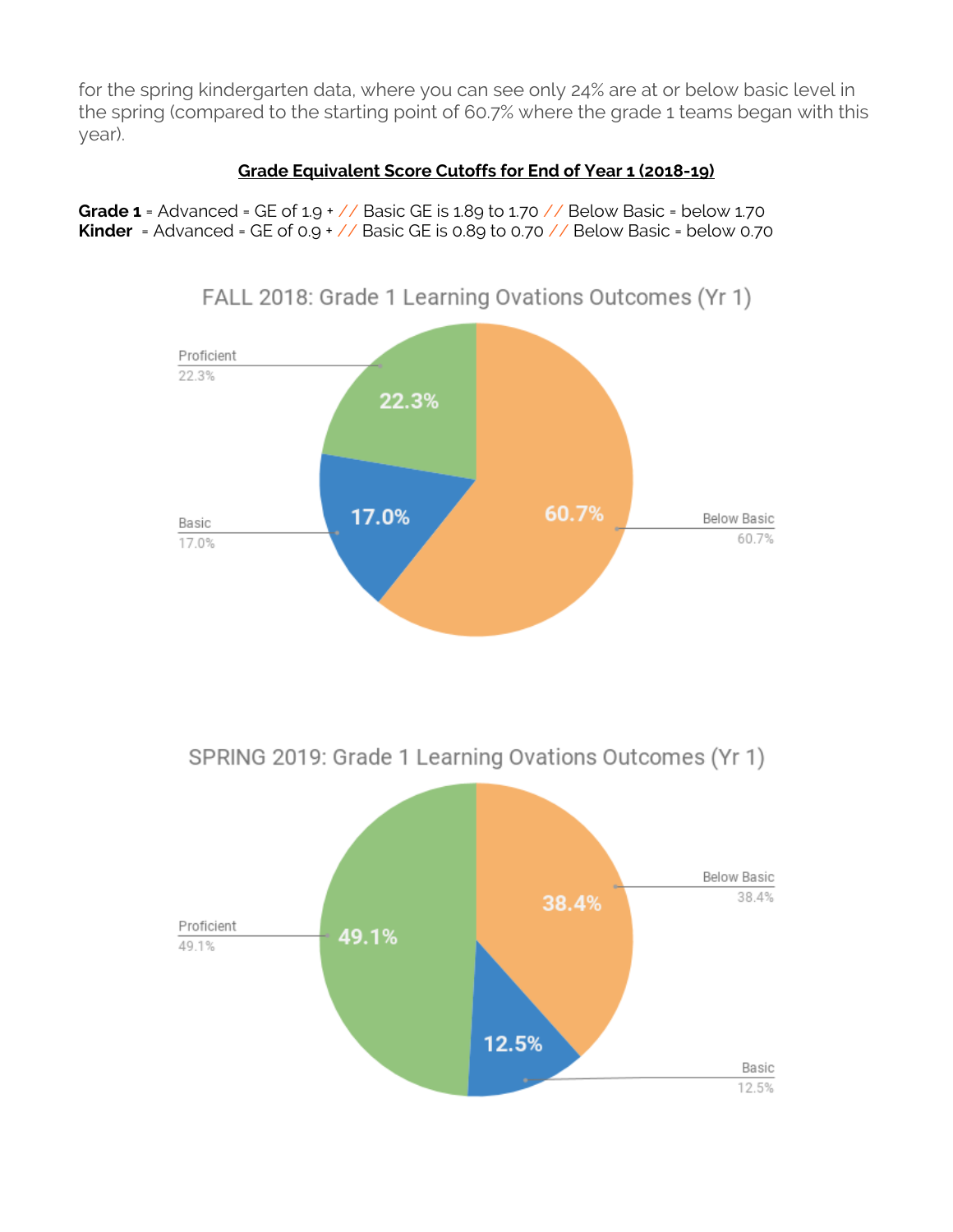for the spring kindergarten data, where you can see only 24% are at or below basic level in the spring (compared to the starting point of 60.7% where the grade 1 teams began with this year).

**Grade Equivalent Score Cutoffs for End of Year 1 (2018-19)**

**Grade 1** = Advanced = GE of 1.9 + // Basic GE is 1.89 to 1.70 // Below Basic = below 1.70
**Kinder** = Advanced = GE of 0.9 + // Basic GE is 0.89 to 0.70 // Below Basic = below 0.70

FALL 2018: Grade 1 Learning Ovations Outcomes (Yr 1)

| Category | Percent |
|---|---|
| Proficient | 22.3% |
| Basic | 17.0% |
| Below Basic | 60.7% |

SPRING 2019: Grade 1 Learning Ovations Outcomes (Yr 1)

| Category | Percent |
|---|---|
| Proficient | 49.1% |
| Basic | 12.5% |
| Below Basic | 38.4% |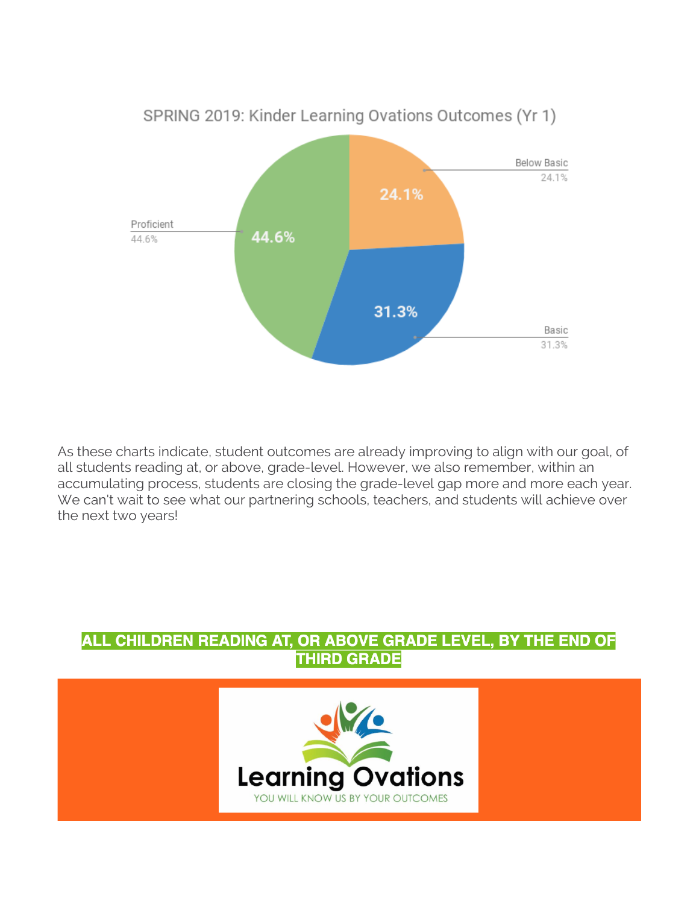SPRING 2019: Kinder Learning Ovations Outcomes (Yr 1)

Below Basic
24.1%

Proficient
44.6%

Basic
31.3%

As these charts indicate, student outcomes are already improving to align with our goal, of all students reading at, or above, grade-level. However, we also remember, within an accumulating process, students are closing the grade-level gap more and more each year. We can't wait to see what our partnering schools, teachers, and students will achieve over the next two years!

**ALL CHILDREN READING AT, OR ABOVE GRADE LEVEL, BY THE END OF THIRD GRADE**

Learning Ovations

YOU WILL KNOW US BY YOUR OUTCOMES